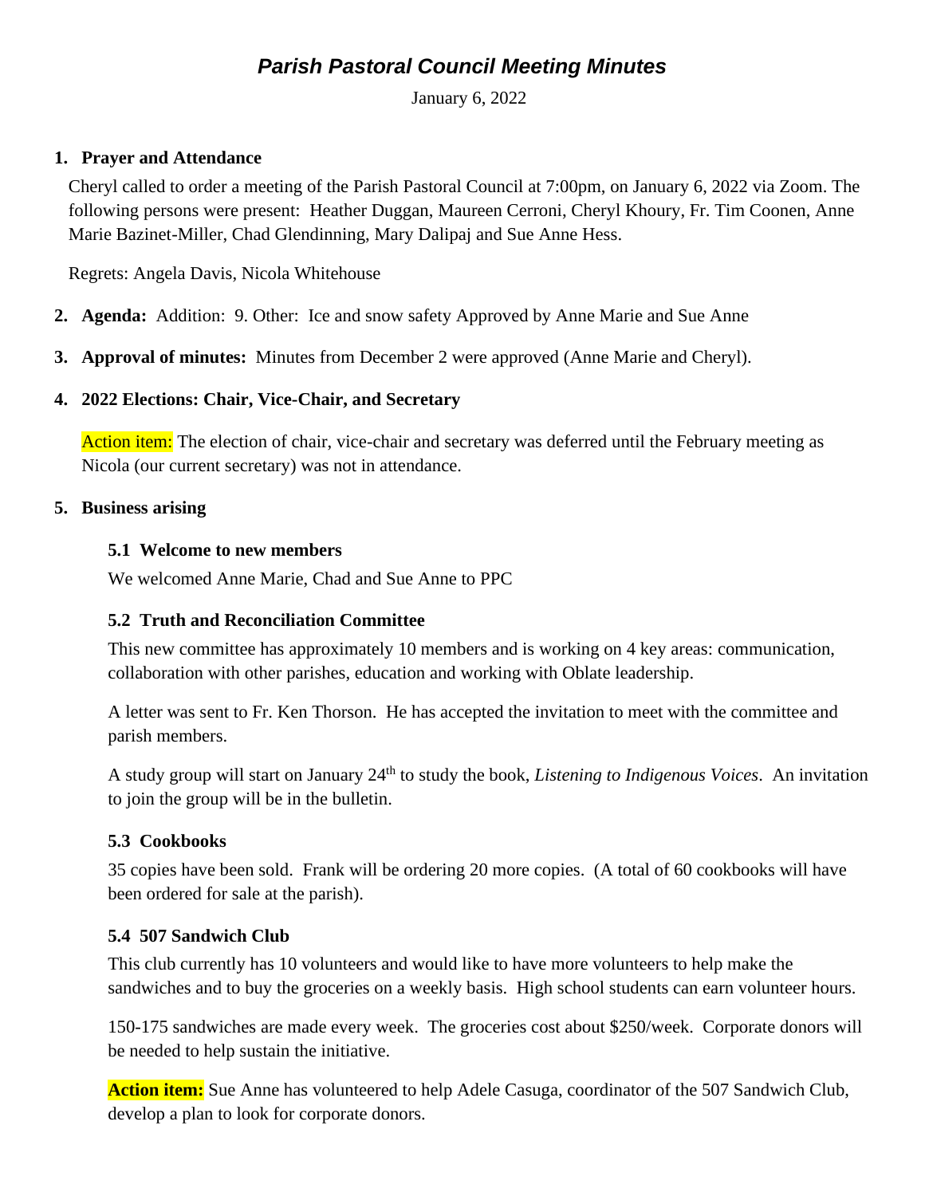# *Parish Pastoral Council Meeting Minutes*

January 6, 2022

1. **Prayer and Attendance**

Cheryl called to order a meeting of the Parish Pastoral Council at 7:00pm, on January 6, 2022 via Zoom. The following persons were present: Heather Duggan, Maureen Cerroni, Cheryl Khoury, Fr. Tim Coonen, Anne Marie Bazinet-Miller, Chad Glendinning, Mary Dalipaj and Sue Anne Hess.

Regrets: Angela Davis, Nicola Whitehouse

2. **Agenda:** Addition: 9. Other: Ice and snow safety Approved by Anne Marie and Sue Anne

3. **Approval of minutes:** Minutes from December 2 were approved (Anne Marie and Cheryl).

4. **2022 Elections: Chair, Vice-Chair, and Secretary**

Action item: The election of chair, vice-chair and secretary was deferred until the February meeting as Nicola (our current secretary) was not in attendance.

5. **Business arising**

### 5.1 Welcome to new members

We welcomed Anne Marie, Chad and Sue Anne to PPC

### 5.2 Truth and Reconciliation Committee

This new committee has approximately 10 members and is working on 4 key areas: communication, collaboration with other parishes, education and working with Oblate leadership.

A letter was sent to Fr. Ken Thorson. He has accepted the invitation to meet with the committee and parish members.

A study group will start on January 24th to study the book, *Listening to Indigenous Voices*. An invitation to join the group will be in the bulletin.

### 5.3 Cookbooks

35 copies have been sold. Frank will be ordering 20 more copies. (A total of 60 cookbooks will have been ordered for sale at the parish).

### 5.4 507 Sandwich Club

This club currently has 10 volunteers and would like to have more volunteers to help make the sandwiches and to buy the groceries on a weekly basis. High school students can earn volunteer hours.

150-175 sandwiches are made every week. The groceries cost about $250/week. Corporate donors will be needed to help sustain the initiative.

**Action item:** Sue Anne has volunteered to help Adele Casuga, coordinator of the 507 Sandwich Club, develop a plan to look for corporate donors.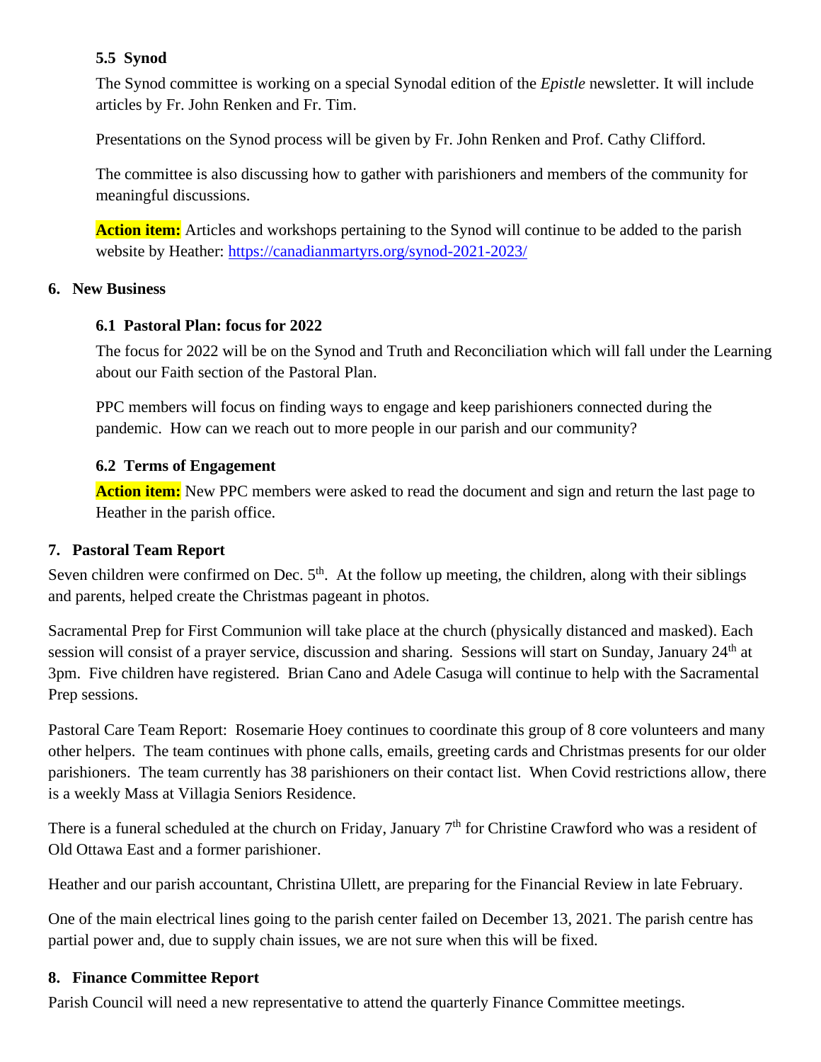### 5.5 Synod

The Synod committee is working on a special Synodal edition of the *Epistle* newsletter. It will include articles by Fr. John Renken and Fr. Tim.

Presentations on the Synod process will be given by Fr. John Renken and Prof. Cathy Clifford.

The committee is also discussing how to gather with parishioners and members of the community for meaningful discussions.

**Action item:** Articles and workshops pertaining to the Synod will continue to be added to the parish website by Heather: https://canadianmartyrs.org/synod-2021-2023/

## 6. New Business

### 6.1 Pastoral Plan: focus for 2022

The focus for 2022 will be on the Synod and Truth and Reconciliation which will fall under the Learning about our Faith section of the Pastoral Plan.

PPC members will focus on finding ways to engage and keep parishioners connected during the pandemic. How can we reach out to more people in our parish and our community?

### 6.2 Terms of Engagement

**Action item:** New PPC members were asked to read the document and sign and return the last page to Heather in the parish office.

## 7. Pastoral Team Report

Seven children were confirmed on Dec. 5th. At the follow up meeting, the children, along with their siblings and parents, helped create the Christmas pageant in photos.

Sacramental Prep for First Communion will take place at the church (physically distanced and masked). Each session will consist of a prayer service, discussion and sharing. Sessions will start on Sunday, January 24th at 3pm. Five children have registered. Brian Cano and Adele Casuga will continue to help with the Sacramental Prep sessions.

Pastoral Care Team Report: Rosemarie Hoey continues to coordinate this group of 8 core volunteers and many other helpers. The team continues with phone calls, emails, greeting cards and Christmas presents for our older parishioners. The team currently has 38 parishioners on their contact list. When Covid restrictions allow, there is a weekly Mass at Villagia Seniors Residence.

There is a funeral scheduled at the church on Friday, January 7th for Christine Crawford who was a resident of Old Ottawa East and a former parishioner.

Heather and our parish accountant, Christina Ullett, are preparing for the Financial Review in late February.

One of the main electrical lines going to the parish center failed on December 13, 2021. The parish centre has partial power and, due to supply chain issues, we are not sure when this will be fixed.

## 8. Finance Committee Report

Parish Council will need a new representative to attend the quarterly Finance Committee meetings.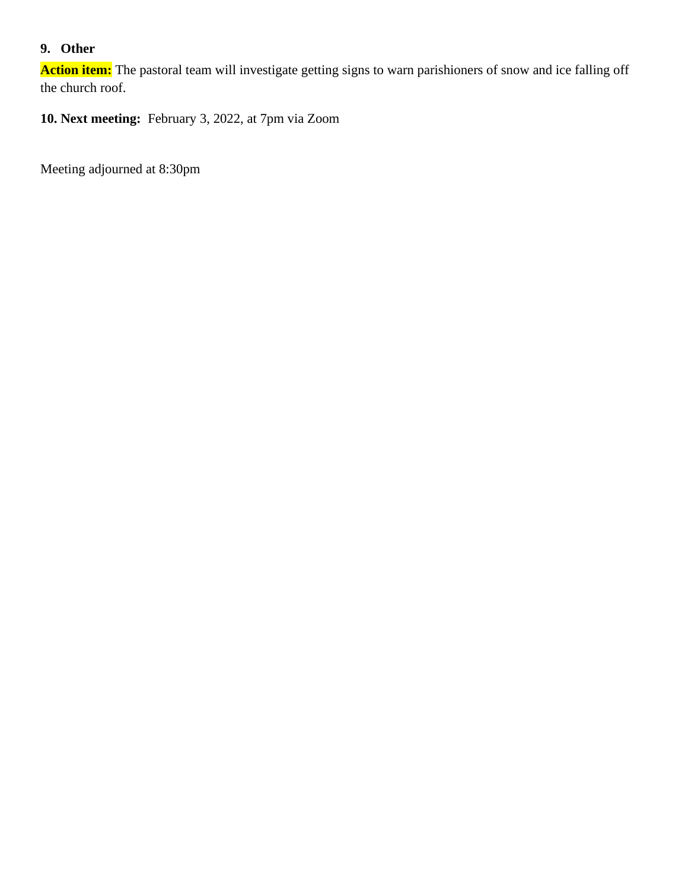**9. Other**

**Action item:** The pastoral team will investigate getting signs to warn parishioners of snow and ice falling off the church roof.

**10. Next meeting:** February 3, 2022, at 7pm via Zoom

Meeting adjourned at 8:30pm